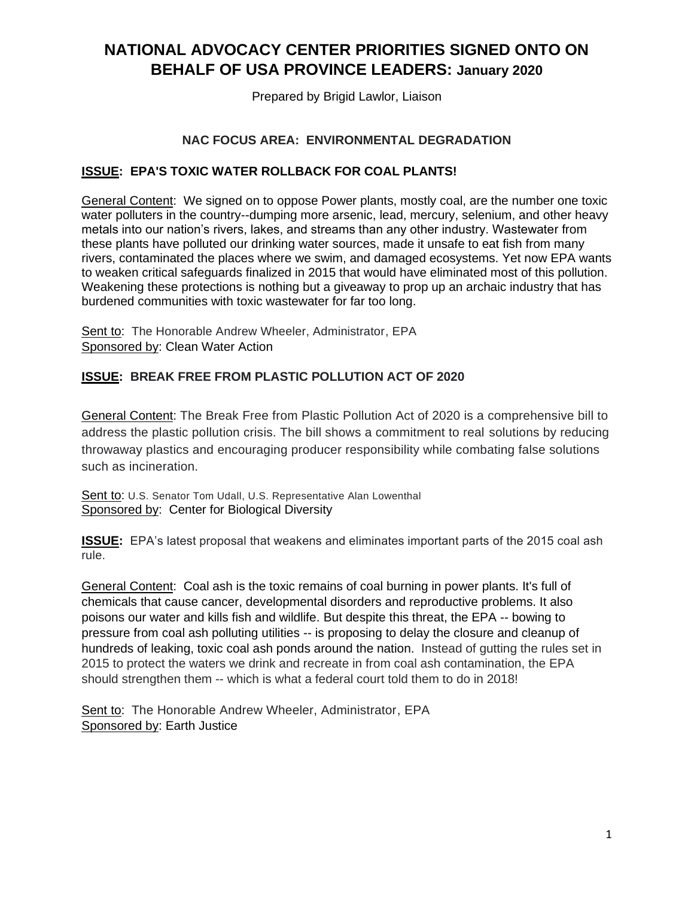# NATIONAL ADVOCACY CENTER PRIORITIES SIGNED ONTO ON BEHALF OF USA PROVINCE LEADERS: January 2020

Prepared by Brigid Lawlor, Liaison

### NAC FOCUS AREA: ENVIRONMENTAL DEGRADATION

**ISSUE: EPA'S TOXIC WATER ROLLBACK FOR COAL PLANTS!**

General Content: We signed on to oppose Power plants, mostly coal, are the number one toxic water polluters in the country--dumping more arsenic, lead, mercury, selenium, and other heavy metals into our nation's rivers, lakes, and streams than any other industry. Wastewater from these plants have polluted our drinking water sources, made it unsafe to eat fish from many rivers, contaminated the places where we swim, and damaged ecosystems. Yet now EPA wants to weaken critical safeguards finalized in 2015 that would have eliminated most of this pollution. Weakening these protections is nothing but a giveaway to prop up an archaic industry that has burdened communities with toxic wastewater for far too long.

Sent to: The Honorable Andrew Wheeler, Administrator, EPA
Sponsored by: Clean Water Action

**ISSUE: BREAK FREE FROM PLASTIC POLLUTION ACT OF 2020**

General Content: The Break Free from Plastic Pollution Act of 2020 is a comprehensive bill to address the plastic pollution crisis. The bill shows a commitment to real solutions by reducing throwaway plastics and encouraging producer responsibility while combating false solutions such as incineration.

Sent to: U.S. Senator Tom Udall, U.S. Representative Alan Lowenthal
Sponsored by: Center for Biological Diversity

**ISSUE:** EPA's latest proposal that weakens and eliminates important parts of the 2015 coal ash rule.

General Content: Coal ash is the toxic remains of coal burning in power plants. It's full of chemicals that cause cancer, developmental disorders and reproductive problems. It also poisons our water and kills fish and wildlife. But despite this threat, the EPA -- bowing to pressure from coal ash polluting utilities -- is proposing to delay the closure and cleanup of hundreds of leaking, toxic coal ash ponds around the nation. Instead of gutting the rules set in 2015 to protect the waters we drink and recreate in from coal ash contamination, the EPA should strengthen them -- which is what a federal court told them to do in 2018!

Sent to: The Honorable Andrew Wheeler, Administrator, EPA
Sponsored by: Earth Justice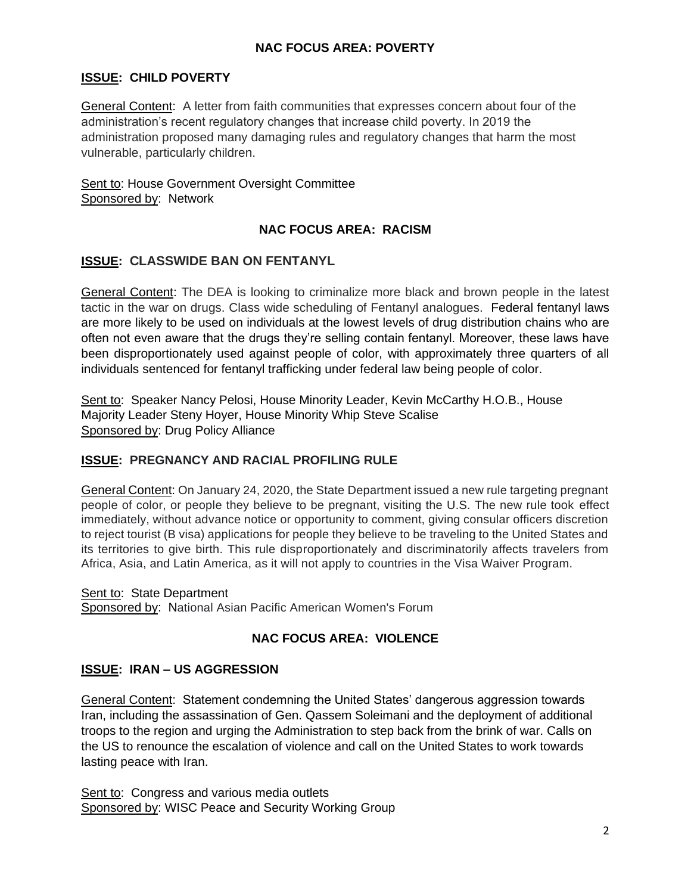## NAC FOCUS AREA: POVERTY

### ISSUE: CHILD POVERTY

General Content: A letter from faith communities that expresses concern about four of the administration's recent regulatory changes that increase child poverty. In 2019 the administration proposed many damaging rules and regulatory changes that harm the most vulnerable, particularly children.

Sent to: House Government Oversight Committee
Sponsored by: Network

## NAC FOCUS AREA: RACISM

### ISSUE: CLASSWIDE BAN ON FENTANYL

General Content: The DEA is looking to criminalize more black and brown people in the latest tactic in the war on drugs. Class wide scheduling of Fentanyl analogues. Federal fentanyl laws are more likely to be used on individuals at the lowest levels of drug distribution chains who are often not even aware that the drugs they're selling contain fentanyl. Moreover, these laws have been disproportionately used against people of color, with approximately three quarters of all individuals sentenced for fentanyl trafficking under federal law being people of color.

Sent to: Speaker Nancy Pelosi, House Minority Leader, Kevin McCarthy H.O.B., House Majority Leader Steny Hoyer, House Minority Whip Steve Scalise
Sponsored by: Drug Policy Alliance

### ISSUE: PREGNANCY AND RACIAL PROFILING RULE

General Content: On January 24, 2020, the State Department issued a new rule targeting pregnant people of color, or people they believe to be pregnant, visiting the U.S. The new rule took effect immediately, without advance notice or opportunity to comment, giving consular officers discretion to reject tourist (B visa) applications for people they believe to be traveling to the United States and its territories to give birth. This rule disproportionately and discriminatorily affects travelers from Africa, Asia, and Latin America, as it will not apply to countries in the Visa Waiver Program.

Sent to: State Department
Sponsored by: National Asian Pacific American Women's Forum

## NAC FOCUS AREA: VIOLENCE

### ISSUE: IRAN – US AGGRESSION

General Content: Statement condemning the United States' dangerous aggression towards Iran, including the assassination of Gen. Qassem Soleimani and the deployment of additional troops to the region and urging the Administration to step back from the brink of war. Calls on the US to renounce the escalation of violence and call on the United States to work towards lasting peace with Iran.

Sent to: Congress and various media outlets
Sponsored by: WISC Peace and Security Working Group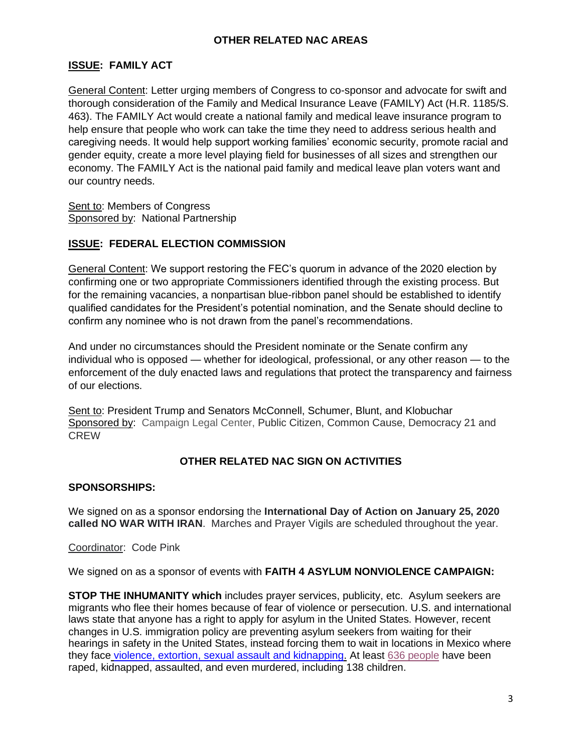## OTHER RELATED NAC AREAS

**ISSUE: FAMILY ACT**

General Content: Letter urging members of Congress to co-sponsor and advocate for swift and thorough consideration of the Family and Medical Insurance Leave (FAMILY) Act (H.R. 1185/S. 463). The FAMILY Act would create a national family and medical leave insurance program to help ensure that people who work can take the time they need to address serious health and caregiving needs. It would help support working families' economic security, promote racial and gender equity, create a more level playing field for businesses of all sizes and strengthen our economy. The FAMILY Act is the national paid family and medical leave plan voters want and our country needs.

Sent to: Members of Congress
Sponsored by: National Partnership

**ISSUE: FEDERAL ELECTION COMMISSION**

General Content: We support restoring the FEC's quorum in advance of the 2020 election by confirming one or two appropriate Commissioners identified through the existing process. But for the remaining vacancies, a nonpartisan blue-ribbon panel should be established to identify qualified candidates for the President's potential nomination, and the Senate should decline to confirm any nominee who is not drawn from the panel's recommendations.

And under no circumstances should the President nominate or the Senate confirm any individual who is opposed — whether for ideological, professional, or any other reason — to the enforcement of the duly enacted laws and regulations that protect the transparency and fairness of our elections.

Sent to: President Trump and Senators McConnell, Schumer, Blunt, and Klobuchar
Sponsored by: Campaign Legal Center, Public Citizen, Common Cause, Democracy 21 and CREW

## OTHER RELATED NAC SIGN ON ACTIVITIES

**SPONSORSHIPS:**

We signed on as a sponsor endorsing the **International Day of Action on January 25, 2020 called NO WAR WITH IRAN**. Marches and Prayer Vigils are scheduled throughout the year.

Coordinator: Code Pink

We signed on as a sponsor of events with **FAITH 4 ASYLUM NONVIOLENCE CAMPAIGN:**

**STOP THE INHUMANITY which** includes prayer services, publicity, etc. Asylum seekers are migrants who flee their homes because of fear of violence or persecution. U.S. and international laws state that anyone has a right to apply for asylum in the United States. However, recent changes in U.S. immigration policy are preventing asylum seekers from waiting for their hearings in safety in the United States, instead forcing them to wait in locations in Mexico where they face violence, extortion, sexual assault and kidnapping. At least 636 people have been raped, kidnapped, assaulted, and even murdered, including 138 children.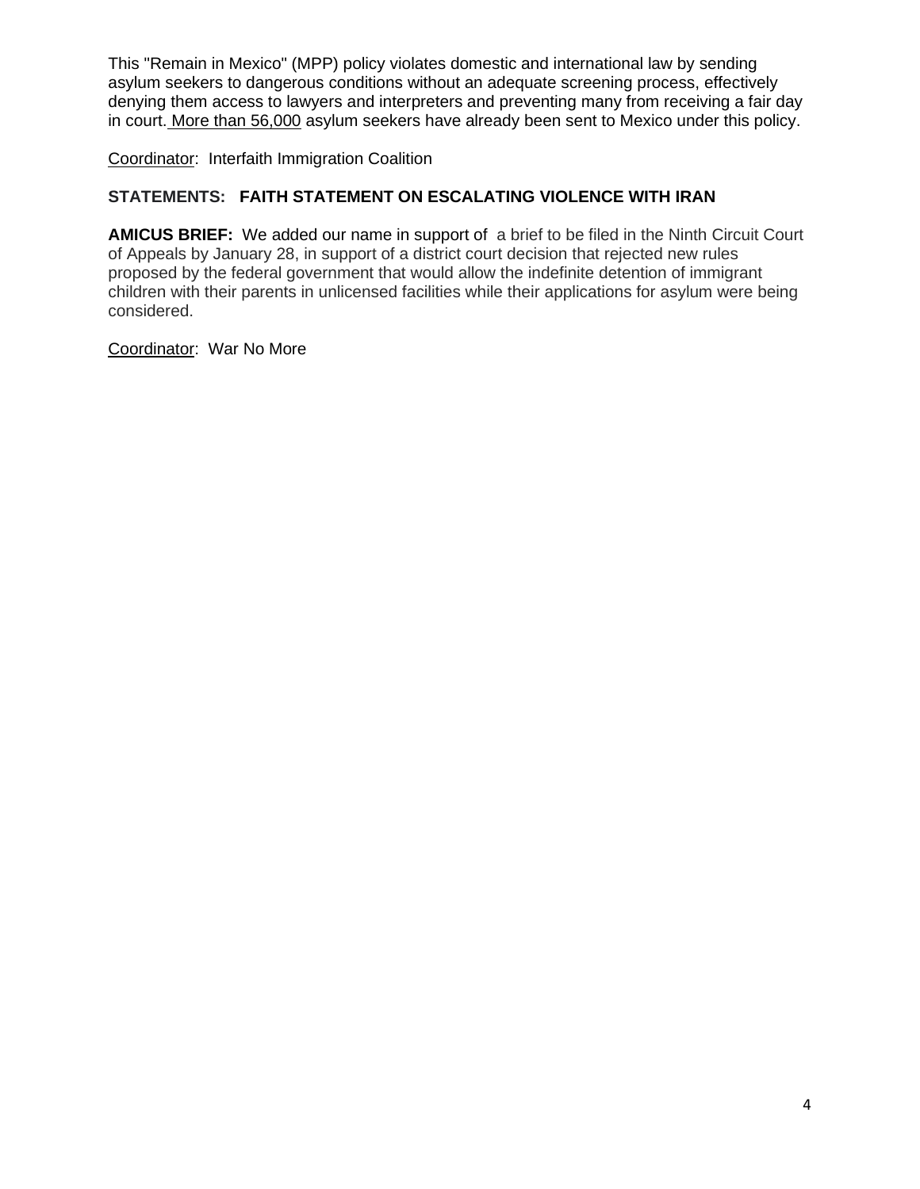This "Remain in Mexico" (MPP) policy violates domestic and international law by sending asylum seekers to dangerous conditions without an adequate screening process, effectively denying them access to lawyers and interpreters and preventing many from receiving a fair day in court. More than 56,000 asylum seekers have already been sent to Mexico under this policy.

Coordinator: Interfaith Immigration Coalition

**STATEMENTS: FAITH STATEMENT ON ESCALATING VIOLENCE WITH IRAN**

**AMICUS BRIEF:** We added our name in support of a brief to be filed in the Ninth Circuit Court of Appeals by January 28, in support of a district court decision that rejected new rules proposed by the federal government that would allow the indefinite detention of immigrant children with their parents in unlicensed facilities while their applications for asylum were being considered.

Coordinator: War No More